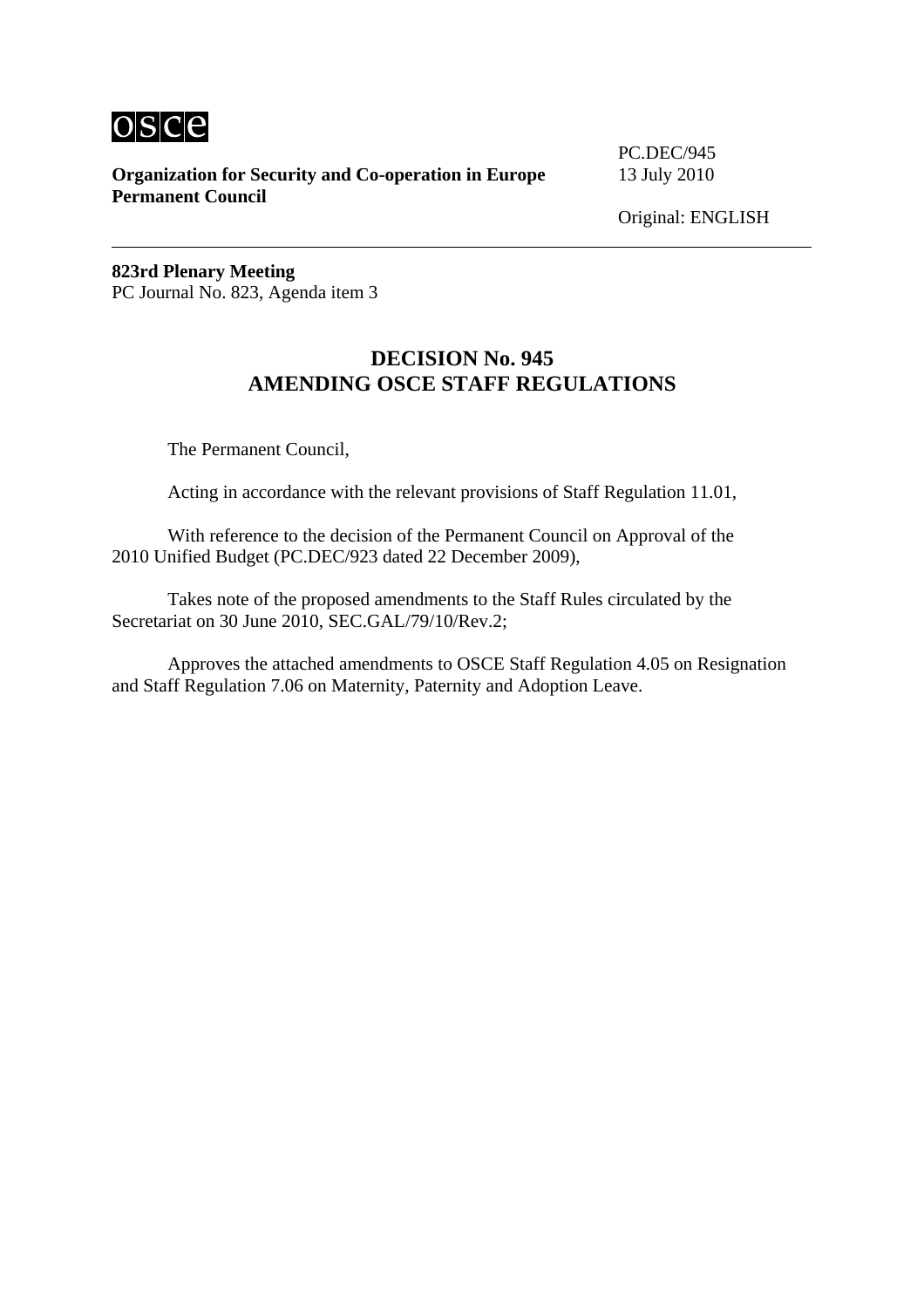osce

**Organization for Security and Co-operation in Europe**
**Permanent Council**

PC.DEC/945
13 July 2010

Original: ENGLISH

**823rd Plenary Meeting**
PC Journal No. 823, Agenda item 3

# DECISION No. 945
# AMENDING OSCE STAFF REGULATIONS

The Permanent Council,

Acting in accordance with the relevant provisions of Staff Regulation 11.01,

With reference to the decision of the Permanent Council on Approval of the 2010 Unified Budget (PC.DEC/923 dated 22 December 2009),

Takes note of the proposed amendments to the Staff Rules circulated by the Secretariat on 30 June 2010, SEC.GAL/79/10/Rev.2;

Approves the attached amendments to OSCE Staff Regulation 4.05 on Resignation and Staff Regulation 7.06 on Maternity, Paternity and Adoption Leave.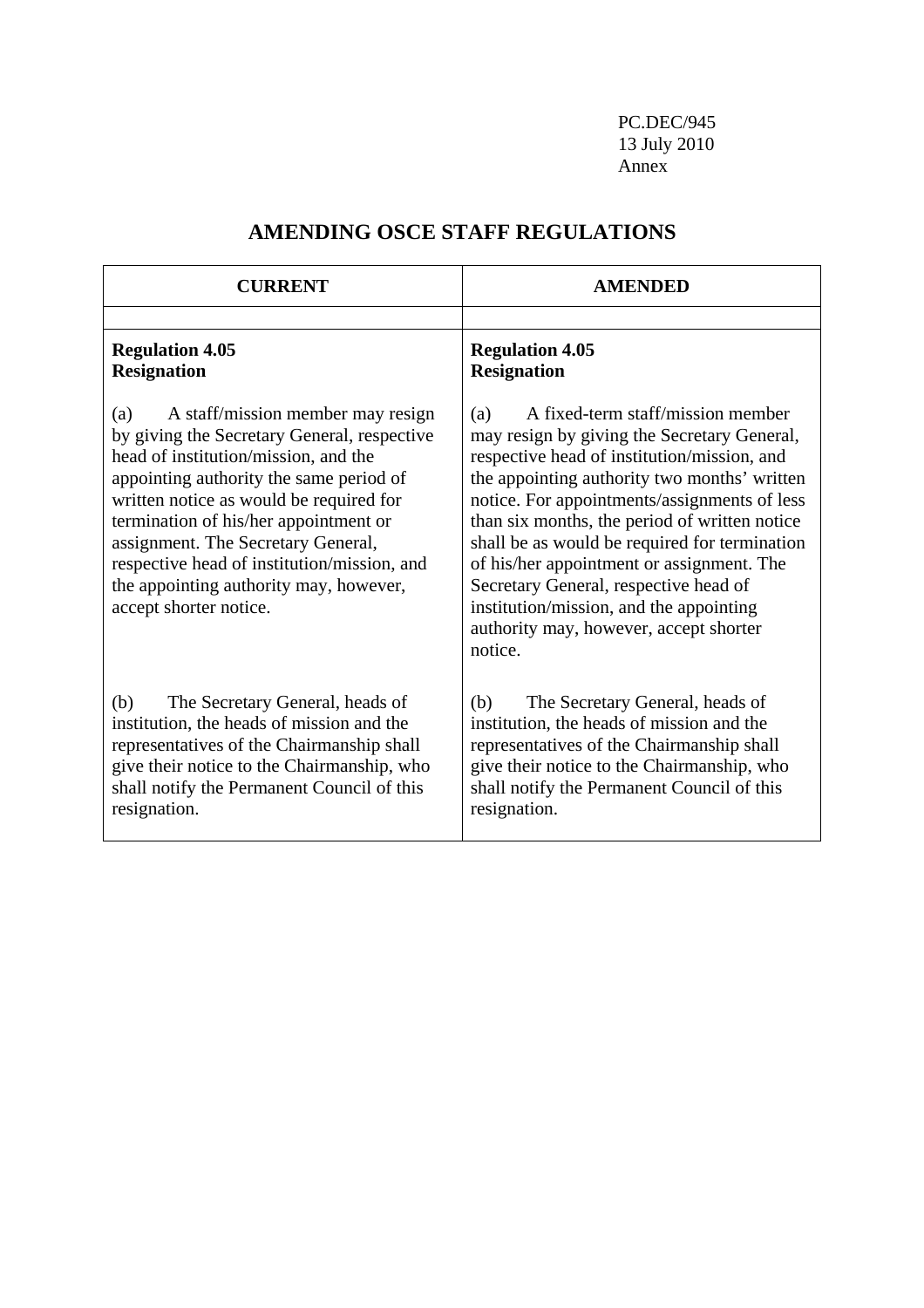PC.DEC/945
13 July 2010
Annex

# AMENDING OSCE STAFF REGULATIONS

| CURRENT | AMENDED |
|---|---|
| | |
| **Regulation 4.05**<br>**Resignation**<br><br>(a) A staff/mission member may resign by giving the Secretary General, respective head of institution/mission, and the appointing authority the same period of written notice as would be required for termination of his/her appointment or assignment. The Secretary General, respective head of institution/mission, and the appointing authority may, however, accept shorter notice.<br><br>(b) The Secretary General, heads of institution, the heads of mission and the representatives of the Chairmanship shall give their notice to the Chairmanship, who shall notify the Permanent Council of this resignation. | **Regulation 4.05**<br>**Resignation**<br><br>(a) A fixed-term staff/mission member may resign by giving the Secretary General, respective head of institution/mission, and the appointing authority two months' written notice. For appointments/assignments of less than six months, the period of written notice shall be as would be required for termination of his/her appointment or assignment. The Secretary General, respective head of institution/mission, and the appointing authority may, however, accept shorter notice.<br><br>(b) The Secretary General, heads of institution, the heads of mission and the representatives of the Chairmanship shall give their notice to the Chairmanship, who shall notify the Permanent Council of this resignation. |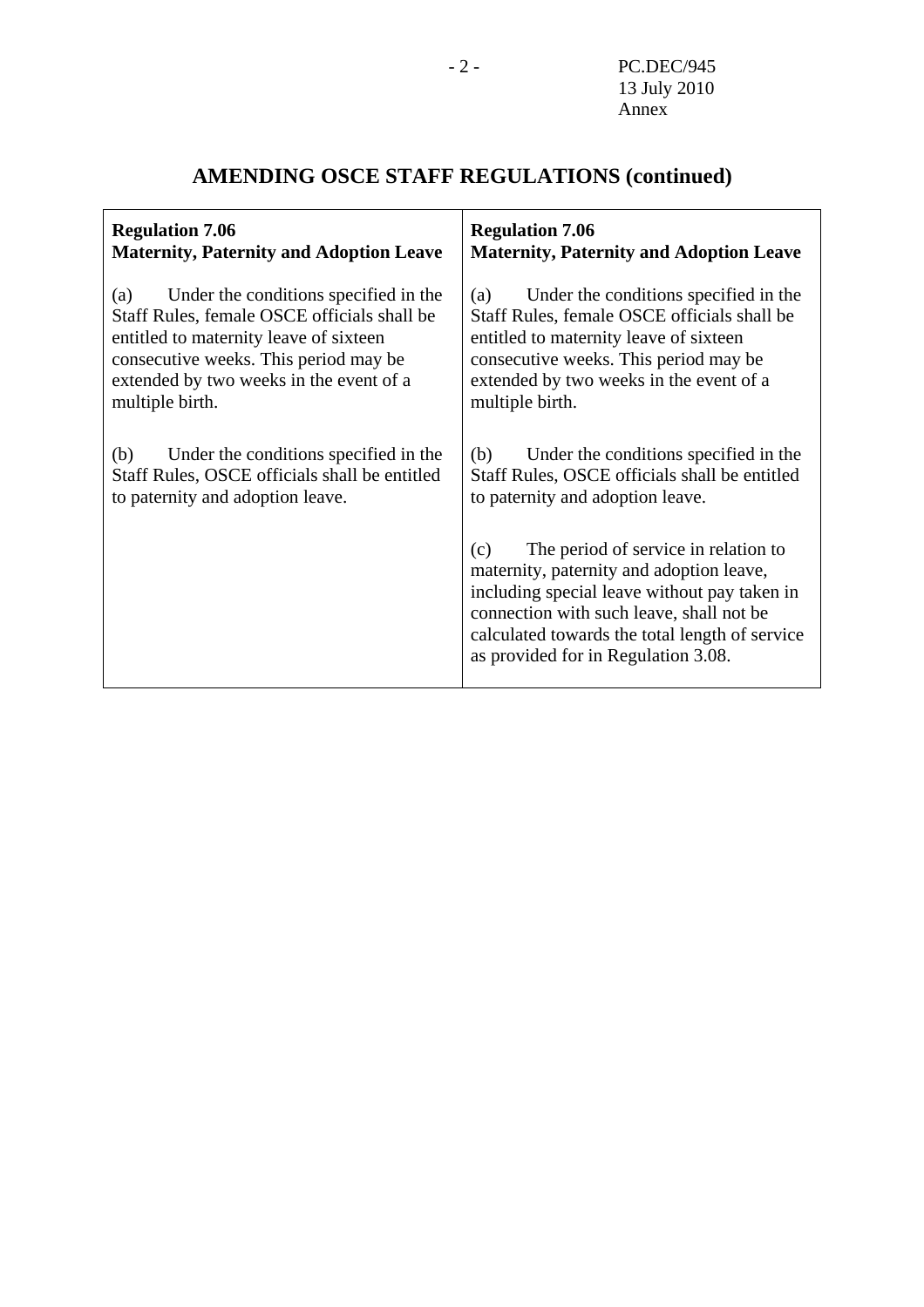## AMENDING OSCE STAFF REGULATIONS (continued)

| | |
|---|---|
| **Regulation 7.06**<br>**Maternity, Paternity and Adoption Leave** | **Regulation 7.06**<br>**Maternity, Paternity and Adoption Leave** |
| (a) Under the conditions specified in the Staff Rules, female OSCE officials shall be entitled to maternity leave of sixteen consecutive weeks. This period may be extended by two weeks in the event of a multiple birth. | (a) Under the conditions specified in the Staff Rules, female OSCE officials shall be entitled to maternity leave of sixteen consecutive weeks. This period may be extended by two weeks in the event of a multiple birth. |
| (b) Under the conditions specified in the Staff Rules, OSCE officials shall be entitled to paternity and adoption leave. | (b) Under the conditions specified in the Staff Rules, OSCE officials shall be entitled to paternity and adoption leave. |
| | (c) The period of service in relation to maternity, paternity and adoption leave, including special leave without pay taken in connection with such leave, shall not be calculated towards the total length of service as provided for in Regulation 3.08. |